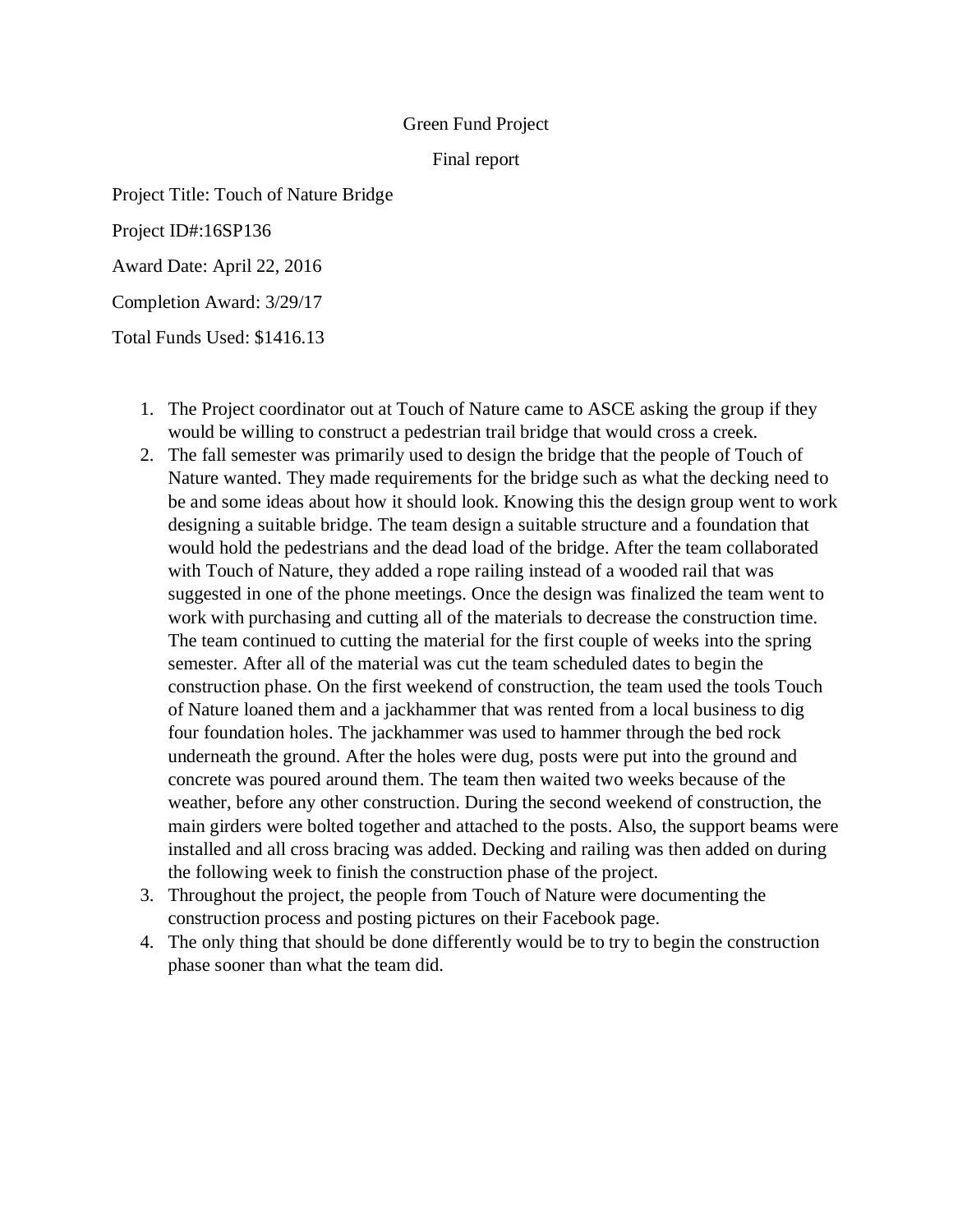Green Fund Project

Final report

Project Title: Touch of Nature Bridge

Project ID#:16SP136

Award Date: April 22, 2016

Completion Award: 3/29/17

Total Funds Used: $1416.13

1. The Project coordinator out at Touch of Nature came to ASCE asking the group if they would be willing to construct a pedestrian trail bridge that would cross a creek.
2. The fall semester was primarily used to design the bridge that the people of Touch of Nature wanted. They made requirements for the bridge such as what the decking need to be and some ideas about how it should look. Knowing this the design group went to work designing a suitable bridge. The team design a suitable structure and a foundation that would hold the pedestrians and the dead load of the bridge. After the team collaborated with Touch of Nature, they added a rope railing instead of a wooded rail that was suggested in one of the phone meetings. Once the design was finalized the team went to work with purchasing and cutting all of the materials to decrease the construction time. The team continued to cutting the material for the first couple of weeks into the spring semester. After all of the material was cut the team scheduled dates to begin the construction phase. On the first weekend of construction, the team used the tools Touch of Nature loaned them and a jackhammer that was rented from a local business to dig four foundation holes. The jackhammer was used to hammer through the bed rock underneath the ground. After the holes were dug, posts were put into the ground and concrete was poured around them. The team then waited two weeks because of the weather, before any other construction. During the second weekend of construction, the main girders were bolted together and attached to the posts. Also, the support beams were installed and all cross bracing was added. Decking and railing was then added on during the following week to finish the construction phase of the project.
3. Throughout the project, the people from Touch of Nature were documenting the construction process and posting pictures on their Facebook page.
4. The only thing that should be done differently would be to try to begin the construction phase sooner than what the team did.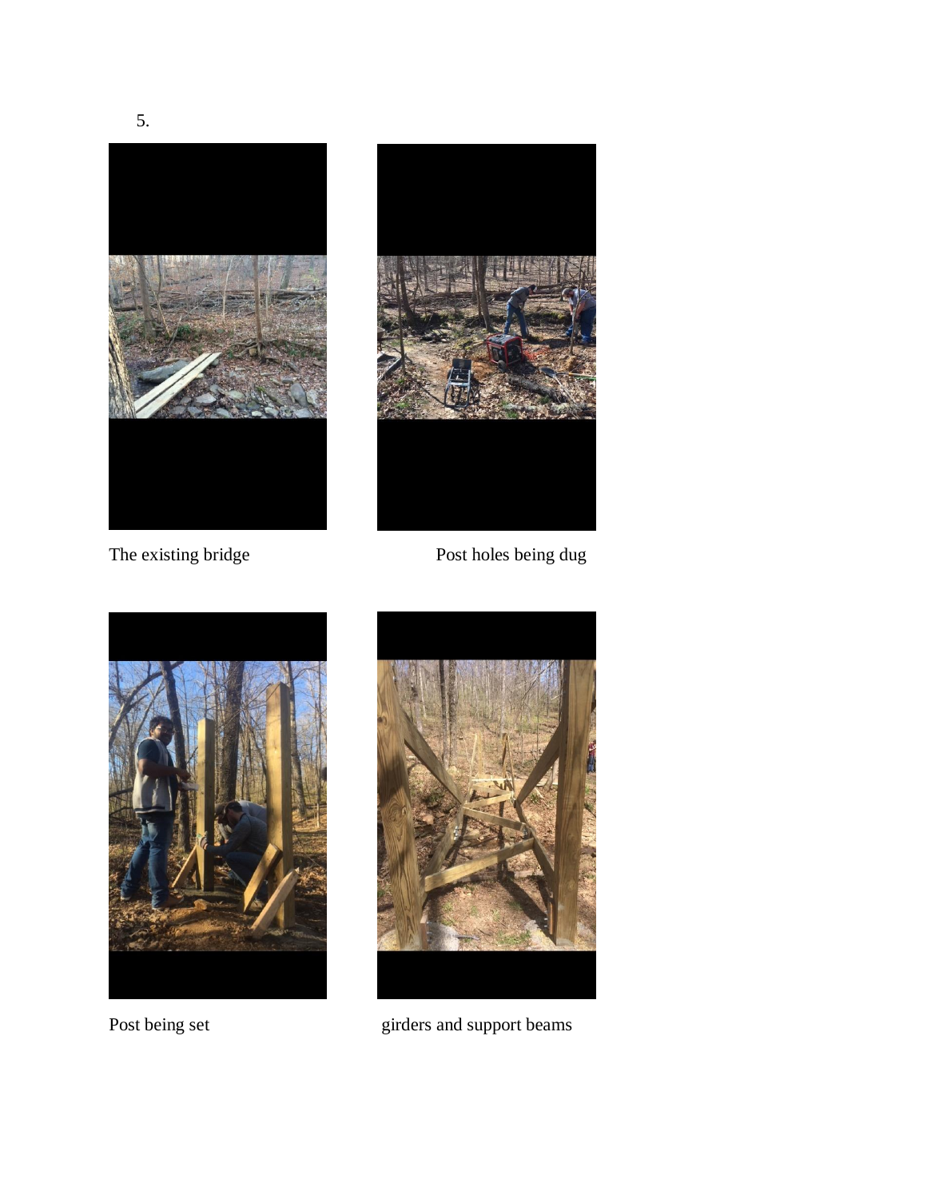5.

The existing bridge

Post holes being dug

Post being set

girders and support beams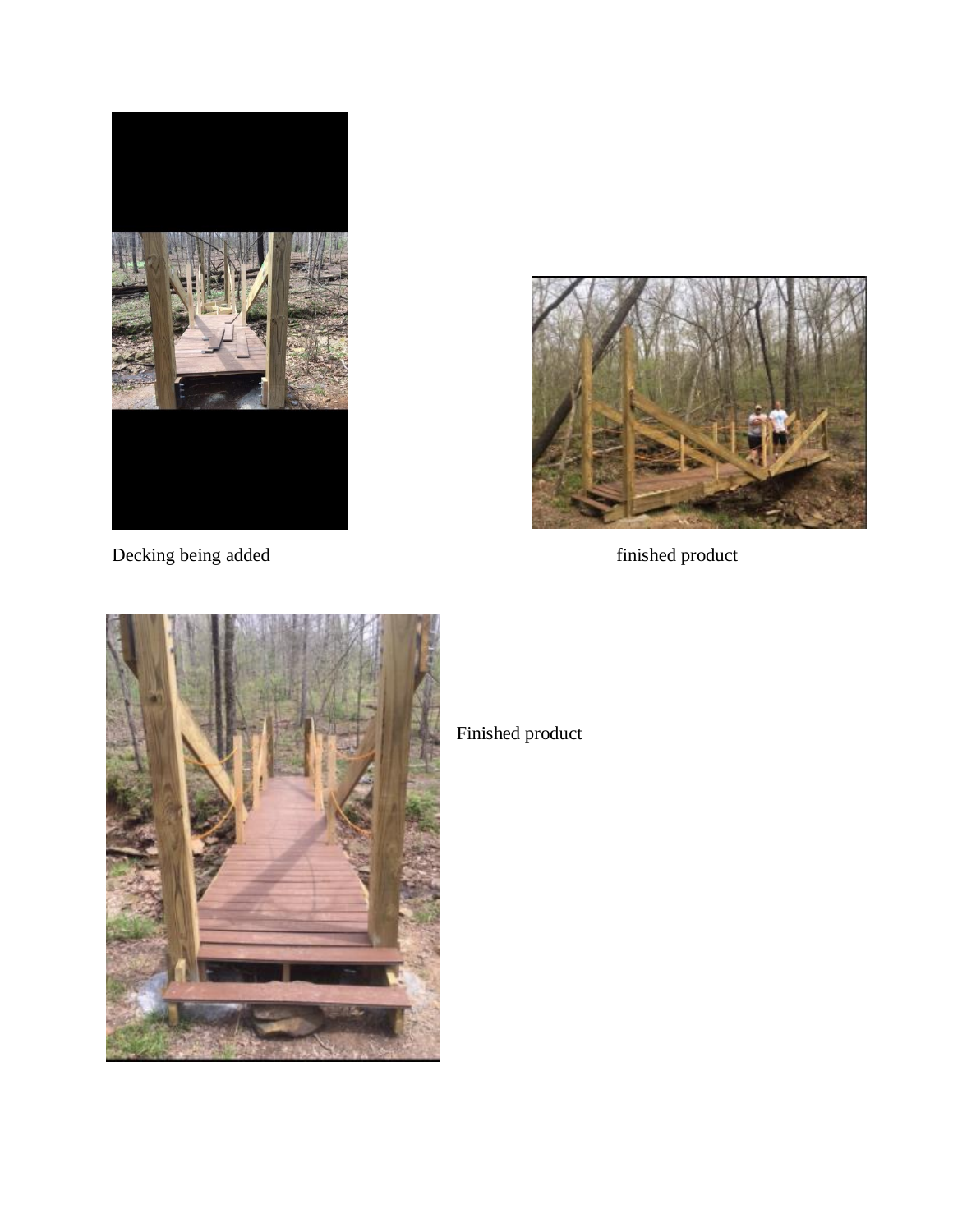Decking being added

finished product

Finished product